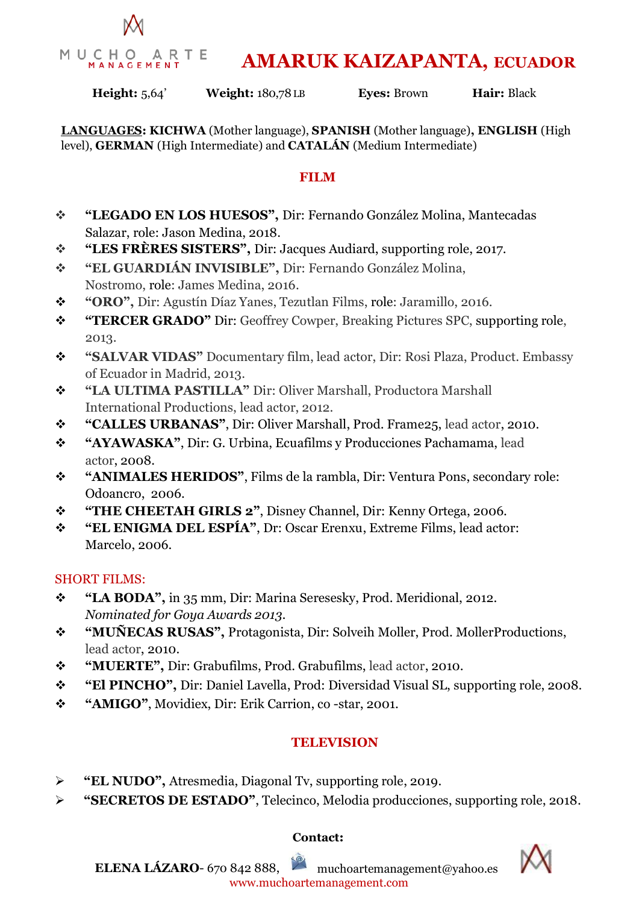MUCHO ARTE
MANAGEMENT

# AMARUK KAIZAPANTA, ECUADOR

**Height:** 5,64'  **Weight:** 180,78 LB  **Eyes:** Brown  **Hair:** Black

**LANGUAGES: KICHWA** (Mother language), **SPANISH** (Mother language), **ENGLISH** (High level), **GERMAN** (High Intermediate) and **CATALÁN** (Medium Intermediate)

## FILM

- **"LEGADO EN LOS HUESOS",** Dir: Fernando González Molina, Mantecadas Salazar, role: Jason Medina, 2018.
- **"LES FRÈRES SISTERS",** Dir: Jacques Audiard, supporting role, 2017.
- **"EL GUARDIÁN INVISIBLE",** Dir: Fernando González Molina, Nostromo, role: James Medina, 2016.
- **"ORO",** Dir: Agustín Díaz Yanes, Tezutlan Films, role: Jaramillo, 2016.
- **"TERCER GRADO"** Dir: Geoffrey Cowper, Breaking Pictures SPC, supporting role, 2013.
- **"SALVAR VIDAS"** Documentary film, lead actor, Dir: Rosi Plaza, Product. Embassy of Ecuador in Madrid, 2013.
- **"LA ULTIMA PASTILLA"** Dir: Oliver Marshall, Productora Marshall International Productions, lead actor, 2012.
- **"CALLES URBANAS"**, Dir: Oliver Marshall, Prod. Frame25, lead actor, 2010.
- **"AYAWASKA"**, Dir: G. Urbina, Ecuafilms y Producciones Pachamama, lead actor, 2008.
- **"ANIMALES HERIDOS"**, Films de la rambla, Dir: Ventura Pons, secondary role: Odoancro, 2006.
- **"THE CHEETAH GIRLS 2"**, Disney Channel, Dir: Kenny Ortega, 2006.
- **"EL ENIGMA DEL ESPÍA"**, Dr: Oscar Erenxu, Extreme Films, lead actor: Marcelo, 2006.

SHORT FILMS:

- **"LA BODA",** in 35 mm, Dir: Marina Seresesky, Prod. Meridional, 2012. *Nominated for Goya Awards 2013.*
- **"MUÑECAS RUSAS",** Protagonista, Dir: Solveih Moller, Prod. MollerProductions, lead actor, 2010.
- **"MUERTE",** Dir: Grabufilms, Prod. Grabufilms, lead actor, 2010.
- **"El PINCHO",** Dir: Daniel Lavella, Prod: Diversidad Visual SL, supporting role, 2008.
- **"AMIGO"**, Movidiex, Dir: Erik Carrion, co -star, 2001.

## TELEVISION

- **"EL NUDO",** Atresmedia, Diagonal Tv, supporting role, 2019.
- **"SECRETOS DE ESTADO"**, Telecinco, Melodia producciones, supporting role, 2018.

**Contact:**

**ELENA LÁZARO**- 670 842 888, muchoartemanagement@yahoo.es
www.muchoartemanagement.com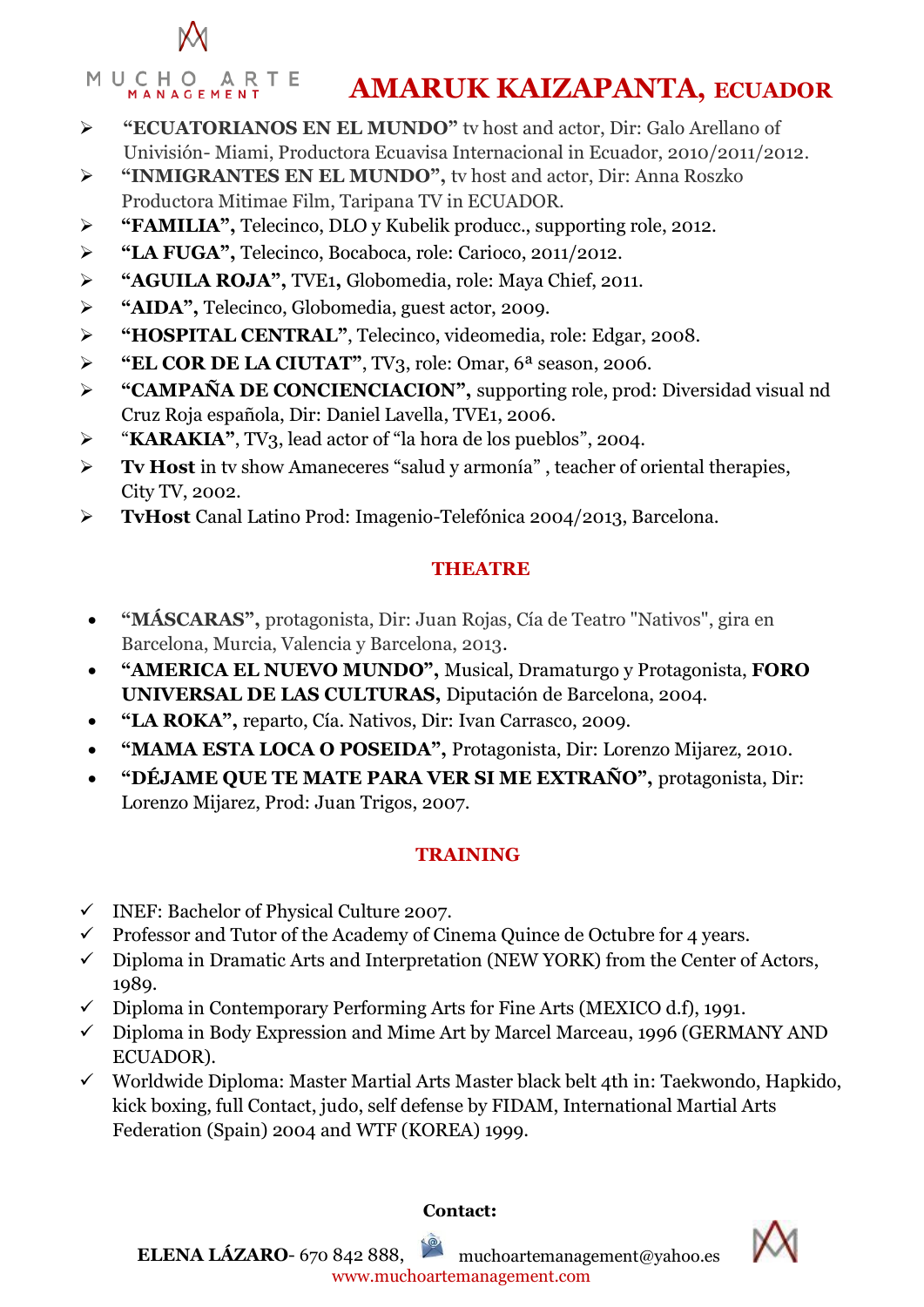# AMARUK KAIZAPANTA, ECUADOR

- **"ECUATORIANOS EN EL MUNDO"** tv host and actor, Dir: Galo Arellano of Univisión- Miami, Productora Ecuavisa Internacional in Ecuador, 2010/2011/2012.
- **"INMIGRANTES EN EL MUNDO",** tv host and actor, Dir: Anna Roszko Productora Mitimae Film, Taripana TV in ECUADOR.
- **"FAMILIA",** Telecinco, DLO y Kubelik producc., supporting role, 2012.
- **"LA FUGA",** Telecinco, Bocaboca, role: Carioco, 2011/2012.
- **"AGUILA ROJA",** TVE1, Globomedia, role: Maya Chief, 2011.
- **"AIDA",** Telecinco, Globomedia, guest actor, 2009.
- **"HOSPITAL CENTRAL"**, Telecinco, videomedia, role: Edgar, 2008.
- **"EL COR DE LA CIUTAT"**, TV3, role: Omar, 6ª season, 2006.
- **"CAMPAÑA DE CONCIENCIACION",** supporting role, prod: Diversidad visual nd Cruz Roja española, Dir: Daniel Lavella, TVE1, 2006.
- "**KARAKIA"**, TV3, lead actor of "la hora de los pueblos", 2004.
- **Tv Host** in tv show Amaneceres "salud y armonía" , teacher of oriental therapies, City TV, 2002.
- **TvHost** Canal Latino Prod: Imagenio-Telefónica 2004/2013, Barcelona.

## THEATRE

- **"MÁSCARAS",** protagonista, Dir: Juan Rojas, Cía de Teatro "Nativos", gira en Barcelona, Murcia, Valencia y Barcelona, 2013.
- **"AMERICA EL NUEVO MUNDO",** Musical, Dramaturgo y Protagonista, **FORO UNIVERSAL DE LAS CULTURAS,** Diputación de Barcelona, 2004.
- **"LA ROKA",** reparto, Cía. Nativos, Dir: Ivan Carrasco, 2009.
- **"MAMA ESTA LOCA O POSEIDA",** Protagonista, Dir: Lorenzo Mijarez, 2010.
- **"DÉJAME QUE TE MATE PARA VER SI ME EXTRAÑO",** protagonista, Dir: Lorenzo Mijarez, Prod: Juan Trigos, 2007.

## TRAINING

- ✓ INEF: Bachelor of Physical Culture 2007.
- ✓ Professor and Tutor of the Academy of Cinema Quince de Octubre for 4 years.
- ✓ Diploma in Dramatic Arts and Interpretation (NEW YORK) from the Center of Actors, 1989.
- ✓ Diploma in Contemporary Performing Arts for Fine Arts (MEXICO d.f), 1991.
- ✓ Diploma in Body Expression and Mime Art by Marcel Marceau, 1996 (GERMANY AND ECUADOR).
- ✓ Worldwide Diploma: Master Martial Arts Master black belt 4th in: Taekwondo, Hapkido, kick boxing, full Contact, judo, self defense by FIDAM, International Martial Arts Federation (Spain) 2004 and WTF (KOREA) 1999.

**Contact:**

**ELENA LÁZARO**- 670 842 888, muchoartemanagement@yahoo.es
www.muchoartemanagement.com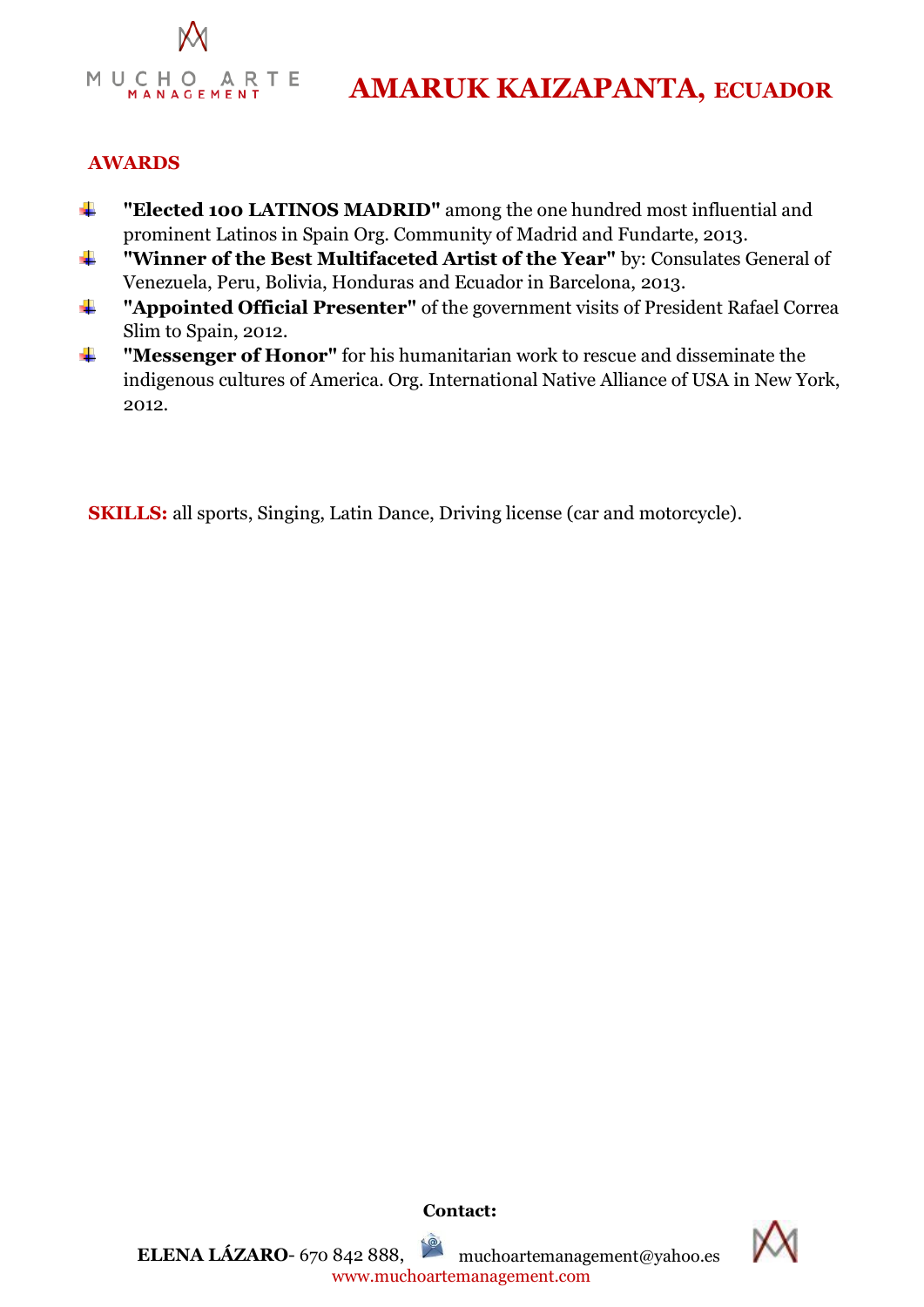# AMARUK KAIZAPANTA, ECUADOR

## AWARDS

- **"Elected 100 LATINOS MADRID"** among the one hundred most influential and prominent Latinos in Spain Org. Community of Madrid and Fundarte, 2013.
- **"Winner of the Best Multifaceted Artist of the Year"** by: Consulates General of Venezuela, Peru, Bolivia, Honduras and Ecuador in Barcelona, 2013.
- **"Appointed Official Presenter"** of the government visits of President Rafael Correa Slim to Spain, 2012.
- **"Messenger of Honor"** for his humanitarian work to rescue and disseminate the indigenous cultures of America. Org. International Native Alliance of USA in New York, 2012.

**SKILLS:** all sports, Singing, Latin Dance, Driving license (car and motorcycle).

**Contact:**

**ELENA LÁZARO**- 670 842 888, muchoartemanagement@yahoo.es
www.muchoartemanagement.com